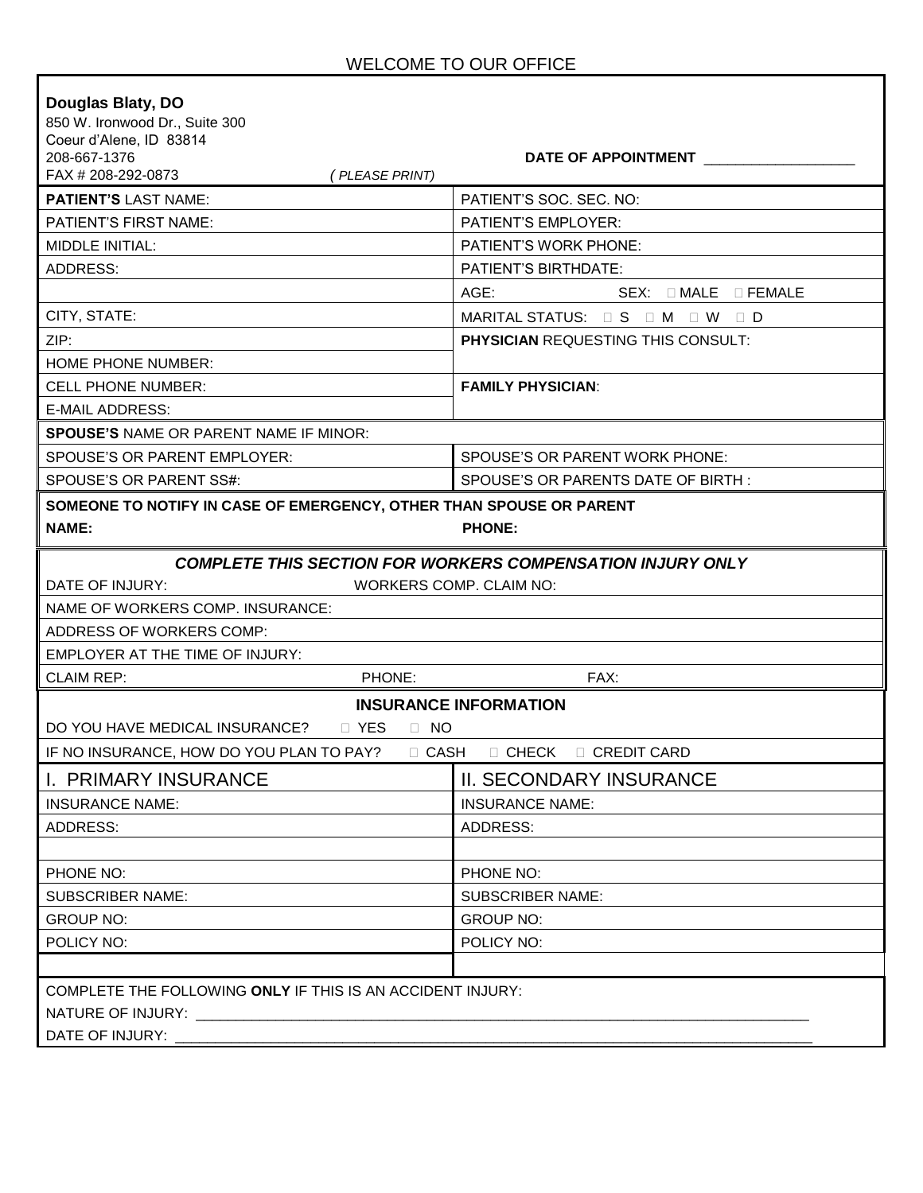WELCOME TO OUR OFFICE

**Douglas Blaty, DO**
850 W. Ironwood Dr., Suite 300
Coeur d'Alene, ID 83814
208-667-1376
FAX # 208-292-0873 *( PLEASE PRINT)*

**DATE OF APPOINTMENT** ___________________

| | |
|---|---|
| **PATIENT'S** LAST NAME: | PATIENT'S SOC. SEC. NO: |
| PATIENT'S FIRST NAME: | PATIENT'S EMPLOYER: |
| MIDDLE INITIAL: | PATIENT'S WORK PHONE: |
| ADDRESS: | PATIENT'S BIRTHDATE: |
| | AGE: SEX: ☐ MALE ☐ FEMALE |
| CITY, STATE: | MARITAL STATUS: ☐ S ☐ M ☐ W ☐ D |
| ZIP: | **PHYSICIAN** REQUESTING THIS CONSULT: |
| HOME PHONE NUMBER: | |
| CELL PHONE NUMBER: | **FAMILY PHYSICIAN**: |
| E-MAIL ADDRESS: | |
| **SPOUSE'S** NAME OR PARENT NAME IF MINOR: | |
| SPOUSE'S OR PARENT EMPLOYER: | SPOUSE'S OR PARENT WORK PHONE: |
| SPOUSE'S OR PARENT SS#: | SPOUSE'S OR PARENTS DATE OF BIRTH : |

**SOMEONE TO NOTIFY IN CASE OF EMERGENCY, OTHER THAN SPOUSE OR PARENT**

**NAME:** **PHONE:**

***COMPLETE THIS SECTION FOR WORKERS COMPENSATION INJURY ONLY***

DATE OF INJURY: WORKERS COMP. CLAIM NO:

NAME OF WORKERS COMP. INSURANCE:

ADDRESS OF WORKERS COMP:

EMPLOYER AT THE TIME OF INJURY:

CLAIM REP: PHONE: FAX:

**INSURANCE INFORMATION**

DO YOU HAVE MEDICAL INSURANCE? ☐ YES ☐ NO

IF NO INSURANCE, HOW DO YOU PLAN TO PAY? ☐ CASH ☐ CHECK ☐ CREDIT CARD

| I. PRIMARY INSURANCE | II. SECONDARY INSURANCE |
|---|---|
| INSURANCE NAME: | INSURANCE NAME: |
| ADDRESS: | ADDRESS: |
| | |
| PHONE NO: | PHONE NO: |
| SUBSCRIBER NAME: | SUBSCRIBER NAME: |
| GROUP NO: | GROUP NO: |
| POLICY NO: | POLICY NO: |
| | |

COMPLETE THE FOLLOWING **ONLY** IF THIS IS AN ACCIDENT INJURY:

NATURE OF INJURY: ________________________________________________________________________________

DATE OF INJURY: __________________________________________________________________________________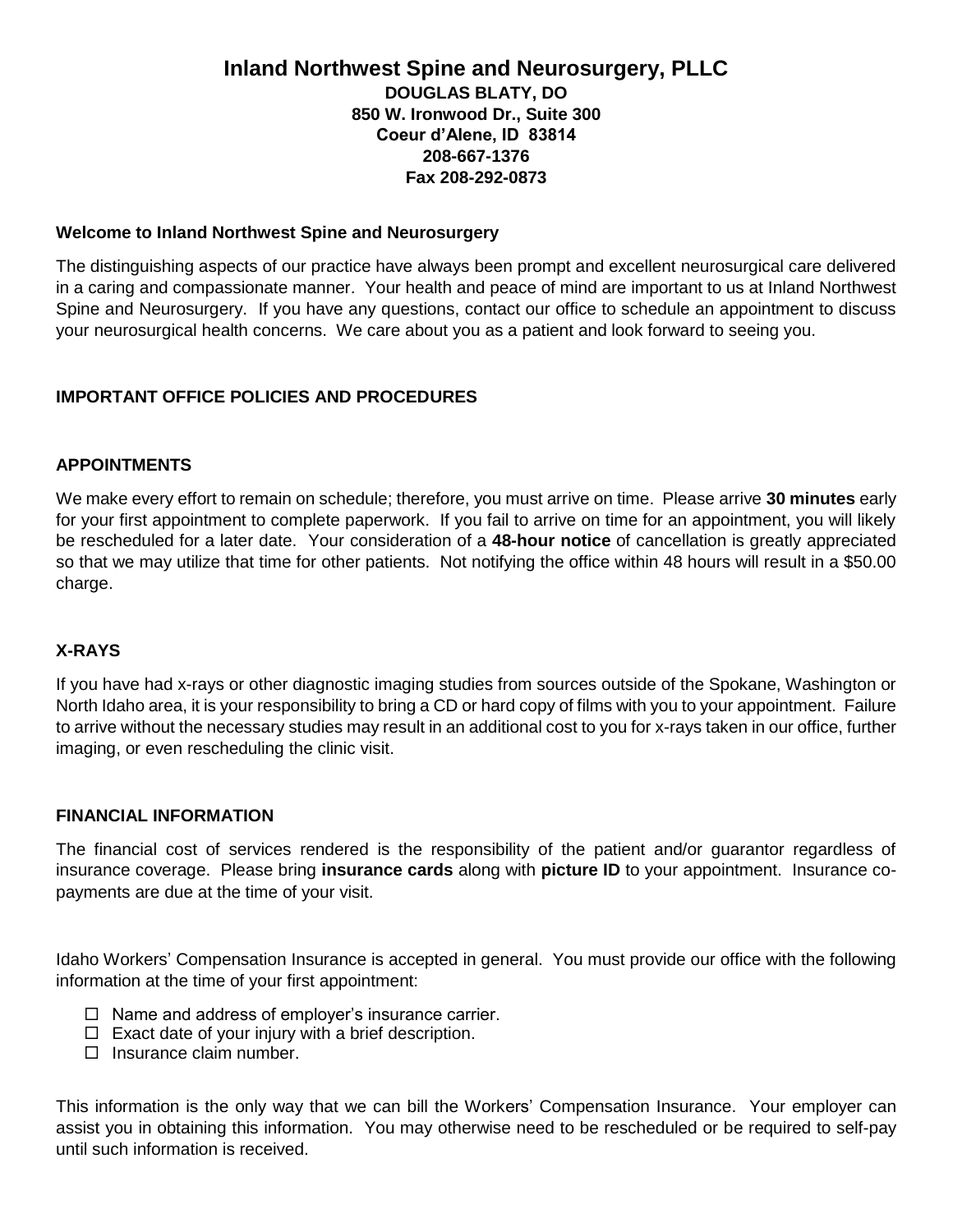# Inland Northwest Spine and Neurosurgery, PLLC

**DOUGLAS BLATY, DO**
**850 W. Ironwood Dr., Suite 300**
**Coeur d'Alene, ID 83814**
**208-667-1376**
**Fax 208-292-0873**

**Welcome to Inland Northwest Spine and Neurosurgery**

The distinguishing aspects of our practice have always been prompt and excellent neurosurgical care delivered in a caring and compassionate manner. Your health and peace of mind are important to us at Inland Northwest Spine and Neurosurgery. If you have any questions, contact our office to schedule an appointment to discuss your neurosurgical health concerns. We care about you as a patient and look forward to seeing you.

## IMPORTANT OFFICE POLICIES AND PROCEDURES

### APPOINTMENTS

We make every effort to remain on schedule; therefore, you must arrive on time. Please arrive **30 minutes** early for your first appointment to complete paperwork. If you fail to arrive on time for an appointment, you will likely be rescheduled for a later date. Your consideration of a **48-hour notice** of cancellation is greatly appreciated so that we may utilize that time for other patients. Not notifying the office within 48 hours will result in a $50.00 charge.

### X-RAYS

If you have had x-rays or other diagnostic imaging studies from sources outside of the Spokane, Washington or North Idaho area, it is your responsibility to bring a CD or hard copy of films with you to your appointment. Failure to arrive without the necessary studies may result in an additional cost to you for x-rays taken in our office, further imaging, or even rescheduling the clinic visit.

### FINANCIAL INFORMATION

The financial cost of services rendered is the responsibility of the patient and/or guarantor regardless of insurance coverage. Please bring **insurance cards** along with **picture ID** to your appointment. Insurance co-payments are due at the time of your visit.

Idaho Workers' Compensation Insurance is accepted in general. You must provide our office with the following information at the time of your first appointment:

- ☐ Name and address of employer's insurance carrier.
- ☐ Exact date of your injury with a brief description.
- ☐ Insurance claim number.

This information is the only way that we can bill the Workers' Compensation Insurance. Your employer can assist you in obtaining this information. You may otherwise need to be rescheduled or be required to self-pay until such information is received.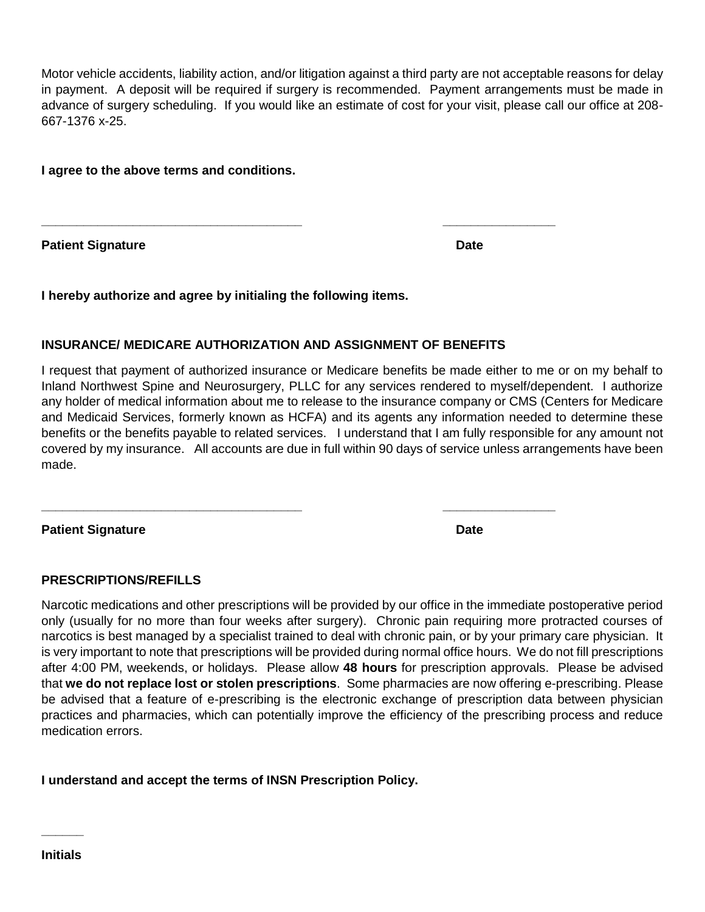Motor vehicle accidents, liability action, and/or litigation against a third party are not acceptable reasons for delay in payment. A deposit will be required if surgery is recommended. Payment arrangements must be made in advance of surgery scheduling. If you would like an estimate of cost for your visit, please call our office at 208-667-1376 x-25.

**I agree to the above terms and conditions.**

\_\_\_\_\_\_\_\_\_\_\_\_\_\_\_\_\_\_\_\_\_\_\_\_\_\_\_\_\_\_\_\_\_\_\_\_ \_\_\_\_\_\_\_\_\_\_\_\_\_\_\_\_

**Patient Signature** **Date**

**I hereby authorize and agree by initialing the following items.**

**INSURANCE/ MEDICARE AUTHORIZATION AND ASSIGNMENT OF BENEFITS**

I request that payment of authorized insurance or Medicare benefits be made either to me or on my behalf to Inland Northwest Spine and Neurosurgery, PLLC for any services rendered to myself/dependent. I authorize any holder of medical information about me to release to the insurance company or CMS (Centers for Medicare and Medicaid Services, formerly known as HCFA) and its agents any information needed to determine these benefits or the benefits payable to related services. I understand that I am fully responsible for any amount not covered by my insurance. All accounts are due in full within 90 days of service unless arrangements have been made.

\_\_\_\_\_\_\_\_\_\_\_\_\_\_\_\_\_\_\_\_\_\_\_\_\_\_\_\_\_\_\_\_\_\_\_\_ \_\_\_\_\_\_\_\_\_\_\_\_\_\_\_\_

**Patient Signature** **Date**

**PRESCRIPTIONS/REFILLS**

Narcotic medications and other prescriptions will be provided by our office in the immediate postoperative period only (usually for no more than four weeks after surgery). Chronic pain requiring more protracted courses of narcotics is best managed by a specialist trained to deal with chronic pain, or by your primary care physician. It is very important to note that prescriptions will be provided during normal office hours. We do not fill prescriptions after 4:00 PM, weekends, or holidays. Please allow **48 hours** for prescription approvals. Please be advised that **we do not replace lost or stolen prescriptions**. Some pharmacies are now offering e-prescribing. Please be advised that a feature of e-prescribing is the electronic exchange of prescription data between physician practices and pharmacies, which can potentially improve the efficiency of the prescribing process and reduce medication errors.

**I understand and accept the terms of INSN Prescription Policy.**

\_\_\_\_\_\_

**Initials**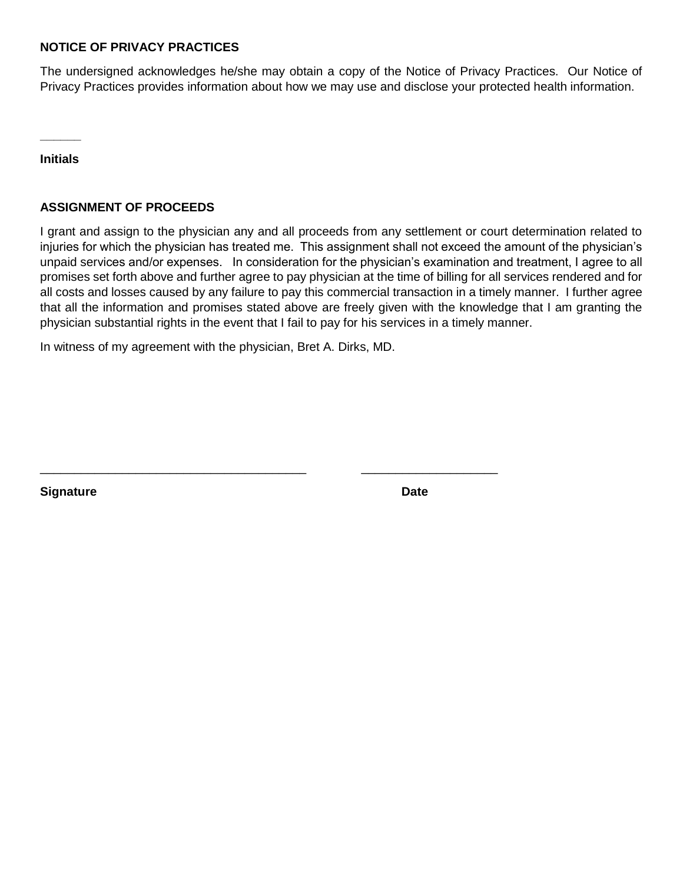**NOTICE OF PRIVACY PRACTICES**

The undersigned acknowledges he/she may obtain a copy of the Notice of Privacy Practices. Our Notice of Privacy Practices provides information about how we may use and disclose your protected health information.

______

**Initials**

**ASSIGNMENT OF PROCEEDS**

I grant and assign to the physician any and all proceeds from any settlement or court determination related to injuries for which the physician has treated me. This assignment shall not exceed the amount of the physician's unpaid services and/or expenses. In consideration for the physician's examination and treatment, I agree to all promises set forth above and further agree to pay physician at the time of billing for all services rendered and for all costs and losses caused by any failure to pay this commercial transaction in a timely manner. I further agree that all the information and promises stated above are freely given with the knowledge that I am granting the physician substantial rights in the event that I fail to pay for his services in a timely manner.

In witness of my agreement with the physician, Bret A. Dirks, MD.

______________________________________ ____________________

**Signature** **Date**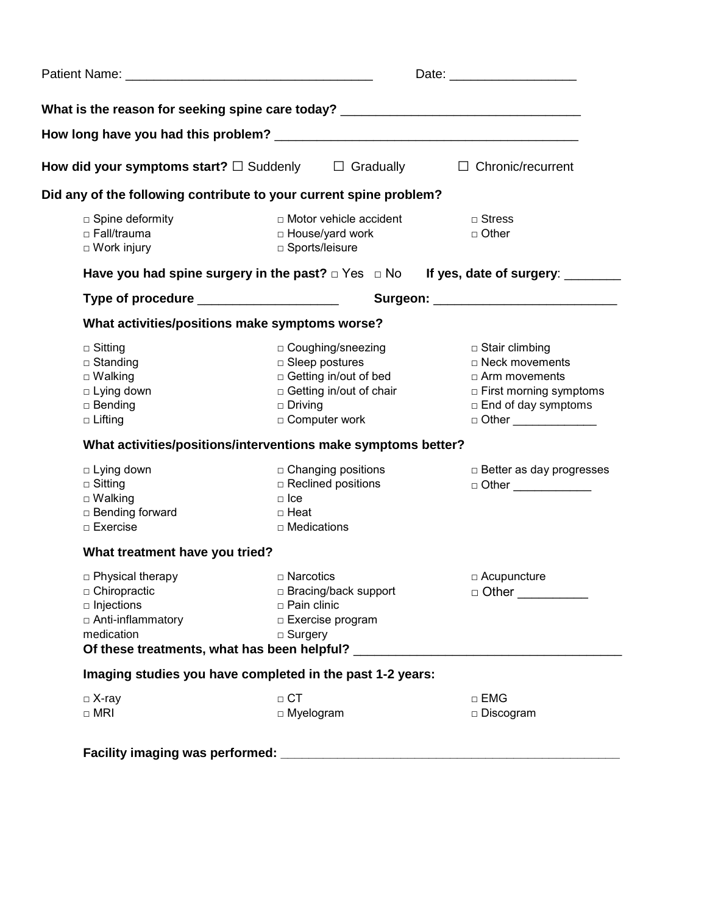Patient Name: ___________________________________ Date: _________________

**What is the reason for seeking spine care today?** _________________________________

**How long have you had this problem?** ___________________________________________

**How did your symptoms start?** ☐ Suddenly ☐ Gradually ☐ Chronic/recurrent

**Did any of the following contribute to your current spine problem?**

| | | |
|---|---|---|
| □ Spine deformity | □ Motor vehicle accident | □ Stress |
| □ Fall/trauma | □ House/yard work | □ Other |
| □ Work injury | □ Sports/leisure | |

**Have you had spine surgery in the past?** □ Yes □ No **If yes, date of surgery**: ________

**Type of procedure** ___________________ **Surgeon:** _________________________

**What activities/positions make symptoms worse?**

| | | |
|---|---|---|
| □ Sitting | □ Coughing/sneezing | □ Stair climbing |
| □ Standing | □ Sleep postures | □ Neck movements |
| □ Walking | □ Getting in/out of bed | □ Arm movements |
| □ Lying down | □ Getting in/out of chair | □ First morning symptoms |
| □ Bending | □ Driving | □ End of day symptoms |
| □ Lifting | □ Computer work | □ Other _____________ |

**What activities/positions/interventions make symptoms better?**

| | | |
|---|---|---|
| □ Lying down | □ Changing positions | □ Better as day progresses |
| □ Sitting | □ Reclined positions | □ Other ____________ |
| □ Walking | □ Ice | |
| □ Bending forward | □ Heat | |
| □ Exercise | □ Medications | |

**What treatment have you tried?**

| | | |
|---|---|---|
| □ Physical therapy | □ Narcotics | □ Acupuncture |
| □ Chiropractic | □ Bracing/back support | □ Other __________ |
| □ Injections | □ Pain clinic | |
| □ Anti-inflammatory medication | □ Exercise program | |
| | □ Surgery | |

**Of these treatments, what has been helpful?** ___________________________________

**Imaging studies you have completed in the past 1-2 years:**

| | | |
|---|---|---|
| □ X-ray | □ CT | □ EMG |
| □ MRI | □ Myelogram | □ Discogram |

**Facility imaging was performed:** _______________________________________________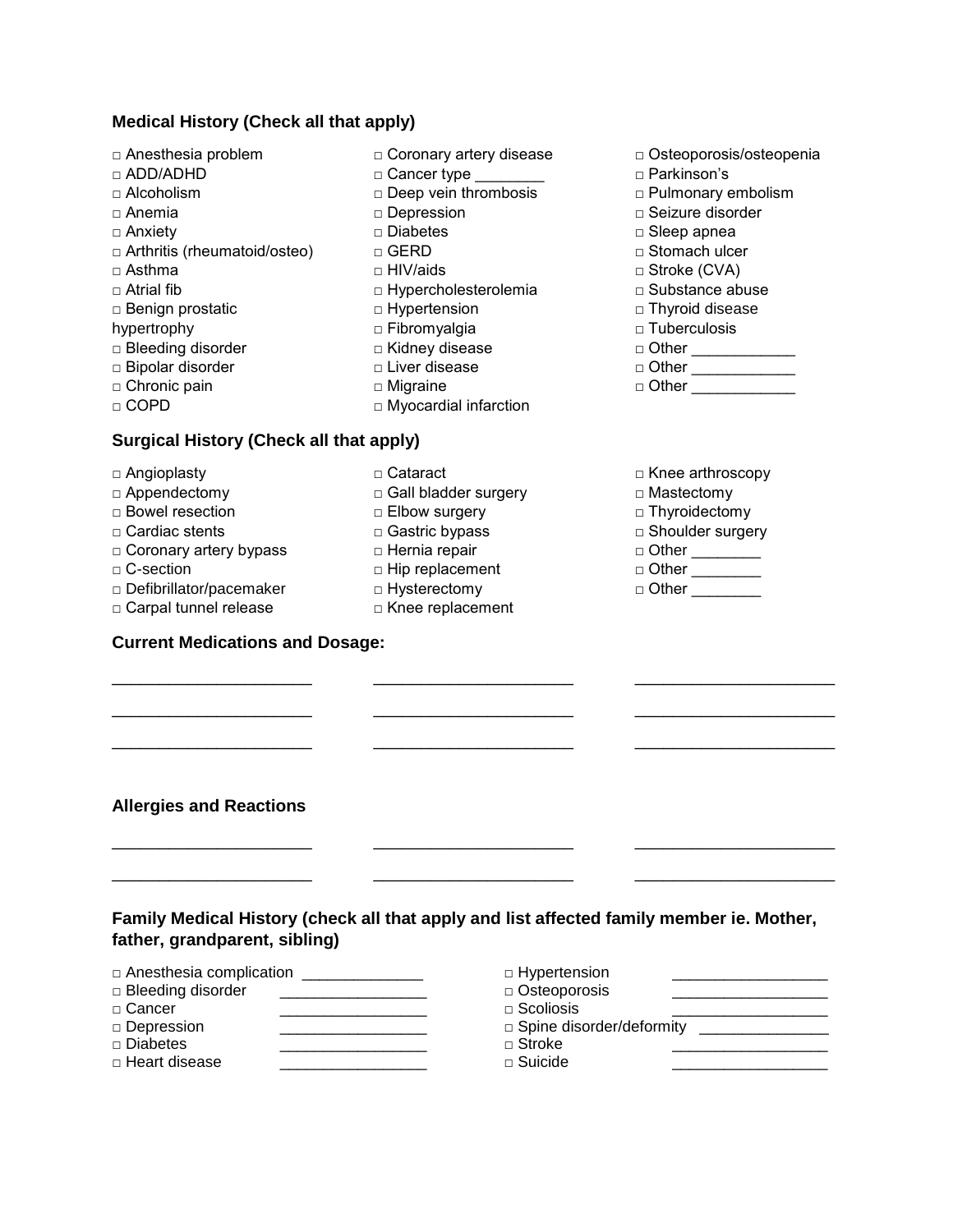### Medical History (Check all that apply)

- □ Anesthesia problem
- □ ADD/ADHD
- □ Alcoholism
- □ Anemia
- □ Anxiety
- □ Arthritis (rheumatoid/osteo)
- □ Asthma
- □ Atrial fib
- □ Benign prostatic hypertrophy
- □ Bleeding disorder
- □ Bipolar disorder
- □ Chronic pain
- □ COPD
- □ Coronary artery disease
- □ Cancer type ________
- □ Deep vein thrombosis
- □ Depression
- □ Diabetes
- □ GERD
- □ HIV/aids
- □ Hypercholesterolemia
- □ Hypertension
- □ Fibromyalgia
- □ Kidney disease
- □ Liver disease
- □ Migraine
- □ Myocardial infarction
- □ Osteoporosis/osteopenia
- □ Parkinson's
- □ Pulmonary embolism
- □ Seizure disorder
- □ Sleep apnea
- □ Stomach ulcer
- □ Stroke (CVA)
- □ Substance abuse
- □ Thyroid disease
- □ Tuberculosis
- □ Other ____________
- □ Other ____________
- □ Other ____________

### Surgical History (Check all that apply)

- □ Angioplasty
- □ Appendectomy
- □ Bowel resection
- □ Cardiac stents
- □ Coronary artery bypass
- □ C-section
- □ Defibrillator/pacemaker
- □ Carpal tunnel release
- □ Cataract
- □ Gall bladder surgery
- □ Elbow surgery
- □ Gastric bypass
- □ Hernia repair
- □ Hip replacement
- □ Hysterectomy
- □ Knee replacement
- □ Knee arthroscopy
- □ Mastectomy
- □ Thyroidectomy
- □ Shoulder surgery
- □ Other ________
- □ Other ________
- □ Other ________

### Current Medications and Dosage:

______________________ ______________________ ______________________

______________________ ______________________ ______________________

______________________ ______________________ ______________________

### Allergies and Reactions

______________________ ______________________ ______________________

______________________ ______________________ ______________________

### Family Medical History (check all that apply and list affected family member ie. Mother, father, grandparent, sibling)

- □ Anesthesia complication ______________
- □ Bleeding disorder ________________
- □ Cancer ________________
- □ Depression ________________
- □ Diabetes ________________
- □ Heart disease ________________
- □ Hypertension ________________
- □ Osteoporosis ________________
- □ Scoliosis ________________
- □ Spine disorder/deformity ______________
- □ Stroke ________________
- □ Suicide ________________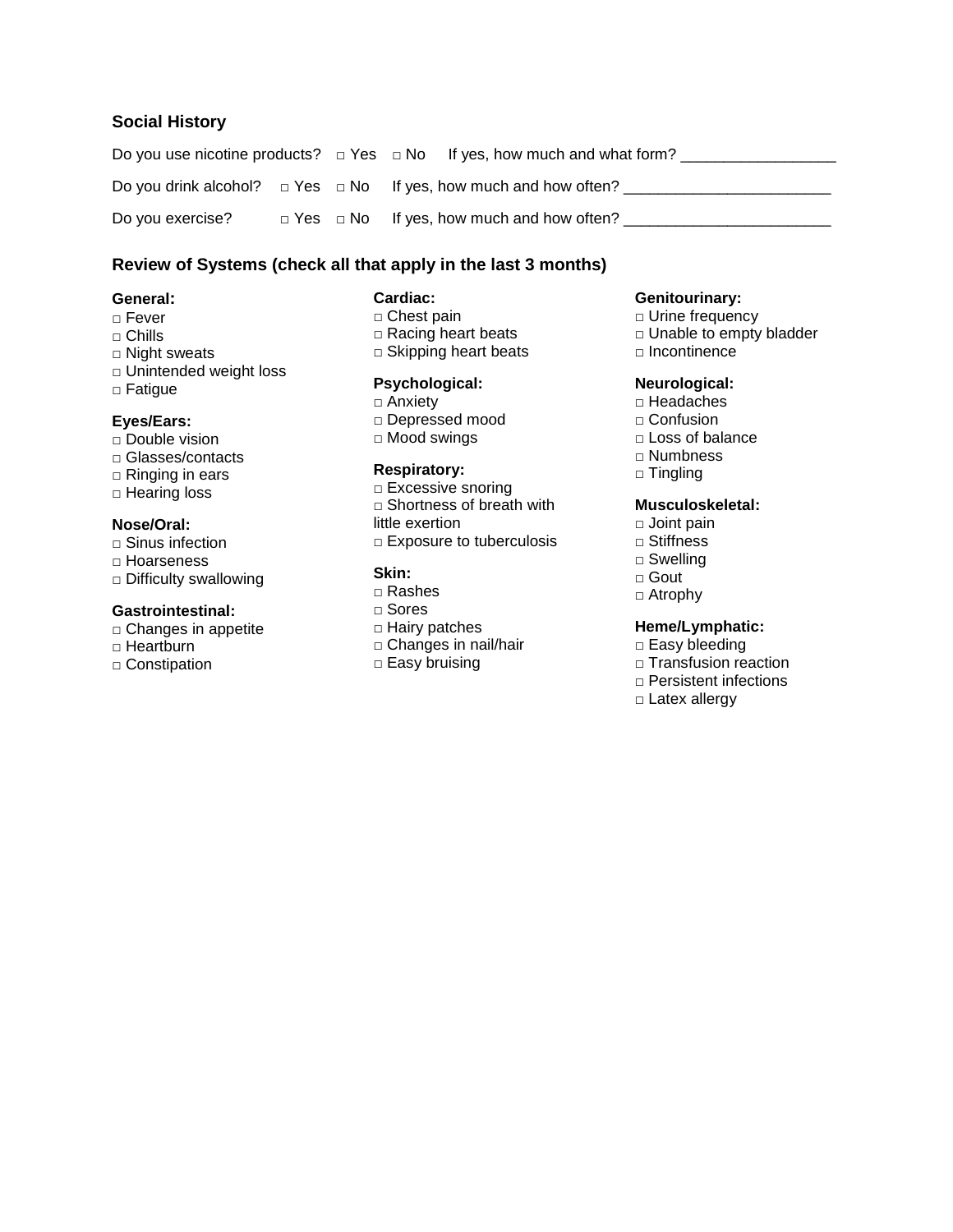### Social History

Do you use nicotine products? □ Yes □ No If yes, how much and what form? ___________________

Do you drink alcohol? □ Yes □ No If yes, how much and how often? _________________________

Do you exercise? □ Yes □ No If yes, how much and how often? _________________________

### Review of Systems (check all that apply in the last 3 months)

**General:**
- □ Fever
- □ Chills
- □ Night sweats
- □ Unintended weight loss
- □ Fatigue

**Eyes/Ears:**
- □ Double vision
- □ Glasses/contacts
- □ Ringing in ears
- □ Hearing loss

**Nose/Oral:**
- □ Sinus infection
- □ Hoarseness
- □ Difficulty swallowing

**Gastrointestinal:**
- □ Changes in appetite
- □ Heartburn
- □ Constipation

**Cardiac:**
- □ Chest pain
- □ Racing heart beats
- □ Skipping heart beats

**Psychological:**
- □ Anxiety
- □ Depressed mood
- □ Mood swings

**Respiratory:**
- □ Excessive snoring
- □ Shortness of breath with little exertion
- □ Exposure to tuberculosis

**Skin:**
- □ Rashes
- □ Sores
- □ Hairy patches
- □ Changes in nail/hair
- □ Easy bruising

**Genitourinary:**
- □ Urine frequency
- □ Unable to empty bladder
- □ Incontinence

**Neurological:**
- □ Headaches
- □ Confusion
- □ Loss of balance
- □ Numbness
- □ Tingling

**Musculoskeletal:**
- □ Joint pain
- □ Stiffness
- □ Swelling
- □ Gout
- □ Atrophy

**Heme/Lymphatic:**
- □ Easy bleeding
- □ Transfusion reaction
- □ Persistent infections
- □ Latex allergy